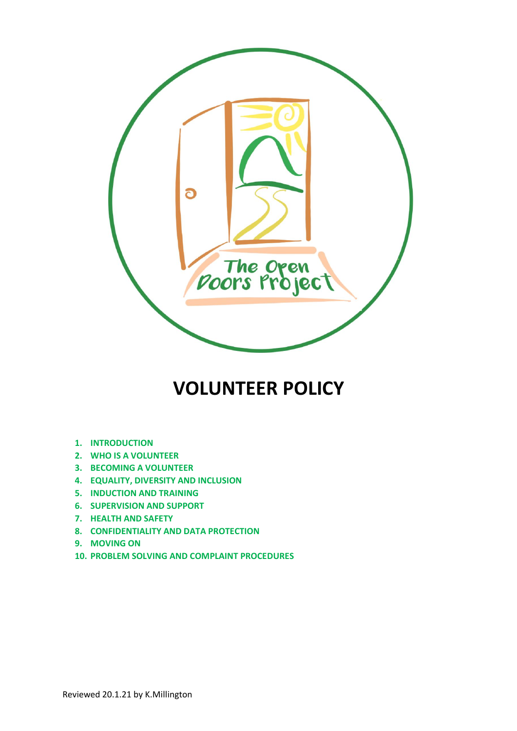# VOLUNTEER POLICY

1. INTRODUCTION
2. WHO IS A VOLUNTEER
3. BECOMING A VOLUNTEER
4. EQUALITY, DIVERSITY AND INCLUSION
5. INDUCTION AND TRAINING
6. SUPERVISION AND SUPPORT
7. HEALTH AND SAFETY
8. CONFIDENTIALITY AND DATA PROTECTION
9. MOVING ON
10. PROBLEM SOLVING AND COMPLAINT PROCEDURES

Reviewed 20.1.21 by K.Millington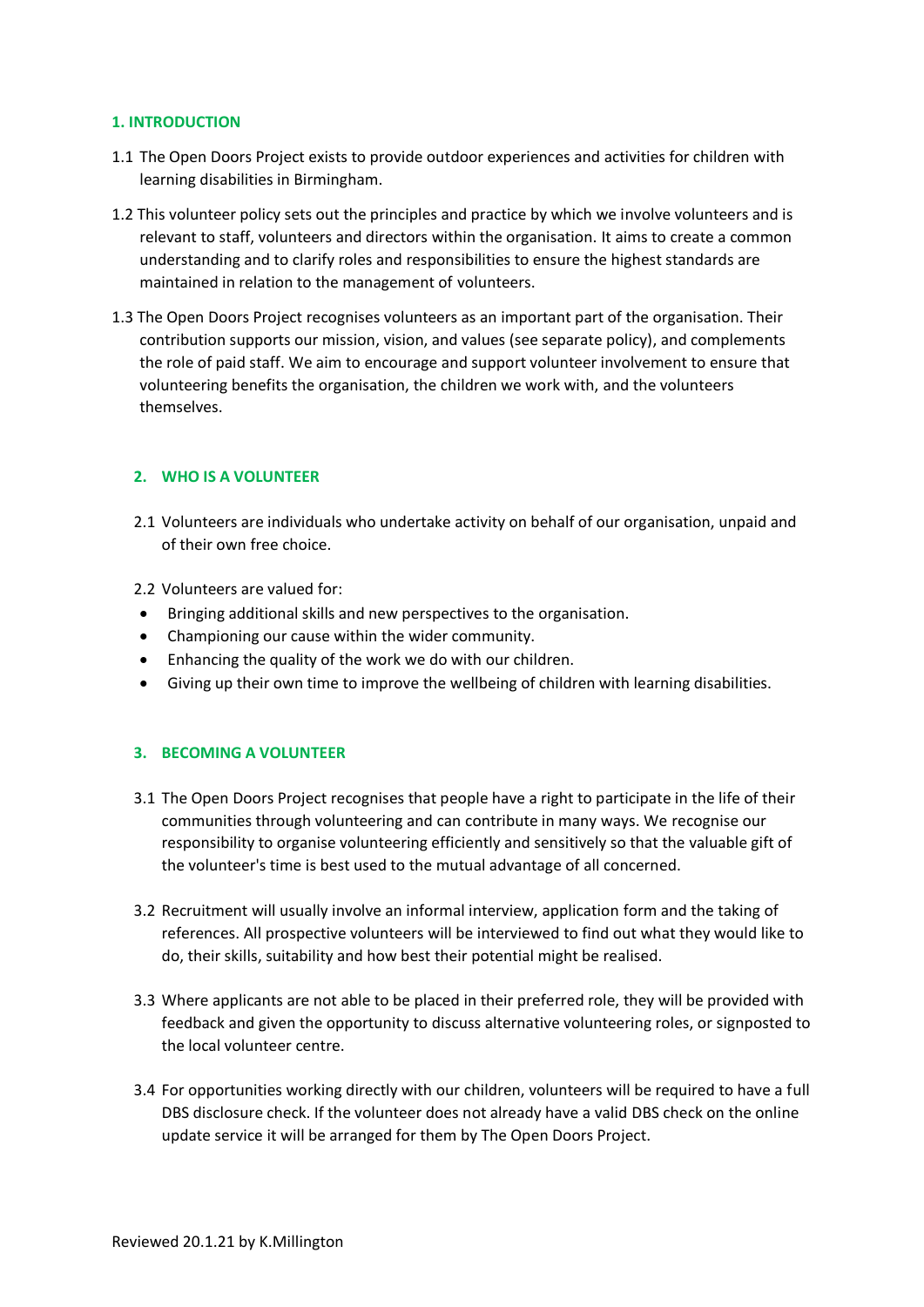## 1. INTRODUCTION

1.1 The Open Doors Project exists to provide outdoor experiences and activities for children with learning disabilities in Birmingham.

1.2 This volunteer policy sets out the principles and practice by which we involve volunteers and is relevant to staff, volunteers and directors within the organisation. It aims to create a common understanding and to clarify roles and responsibilities to ensure the highest standards are maintained in relation to the management of volunteers.

1.3 The Open Doors Project recognises volunteers as an important part of the organisation. Their contribution supports our mission, vision, and values (see separate policy), and complements the role of paid staff. We aim to encourage and support volunteer involvement to ensure that volunteering benefits the organisation, the children we work with, and the volunteers themselves.

## 2. WHO IS A VOLUNTEER

2.1 Volunteers are individuals who undertake activity on behalf of our organisation, unpaid and of their own free choice.

2.2 Volunteers are valued for:

- Bringing additional skills and new perspectives to the organisation.
- Championing our cause within the wider community.
- Enhancing the quality of the work we do with our children.
- Giving up their own time to improve the wellbeing of children with learning disabilities.

## 3. BECOMING A VOLUNTEER

3.1 The Open Doors Project recognises that people have a right to participate in the life of their communities through volunteering and can contribute in many ways. We recognise our responsibility to organise volunteering efficiently and sensitively so that the valuable gift of the volunteer's time is best used to the mutual advantage of all concerned.

3.2 Recruitment will usually involve an informal interview, application form and the taking of references. All prospective volunteers will be interviewed to find out what they would like to do, their skills, suitability and how best their potential might be realised.

3.3 Where applicants are not able to be placed in their preferred role, they will be provided with feedback and given the opportunity to discuss alternative volunteering roles, or signposted to the local volunteer centre.

3.4 For opportunities working directly with our children, volunteers will be required to have a full DBS disclosure check. If the volunteer does not already have a valid DBS check on the online update service it will be arranged for them by The Open Doors Project.

Reviewed 20.1.21 by K.Millington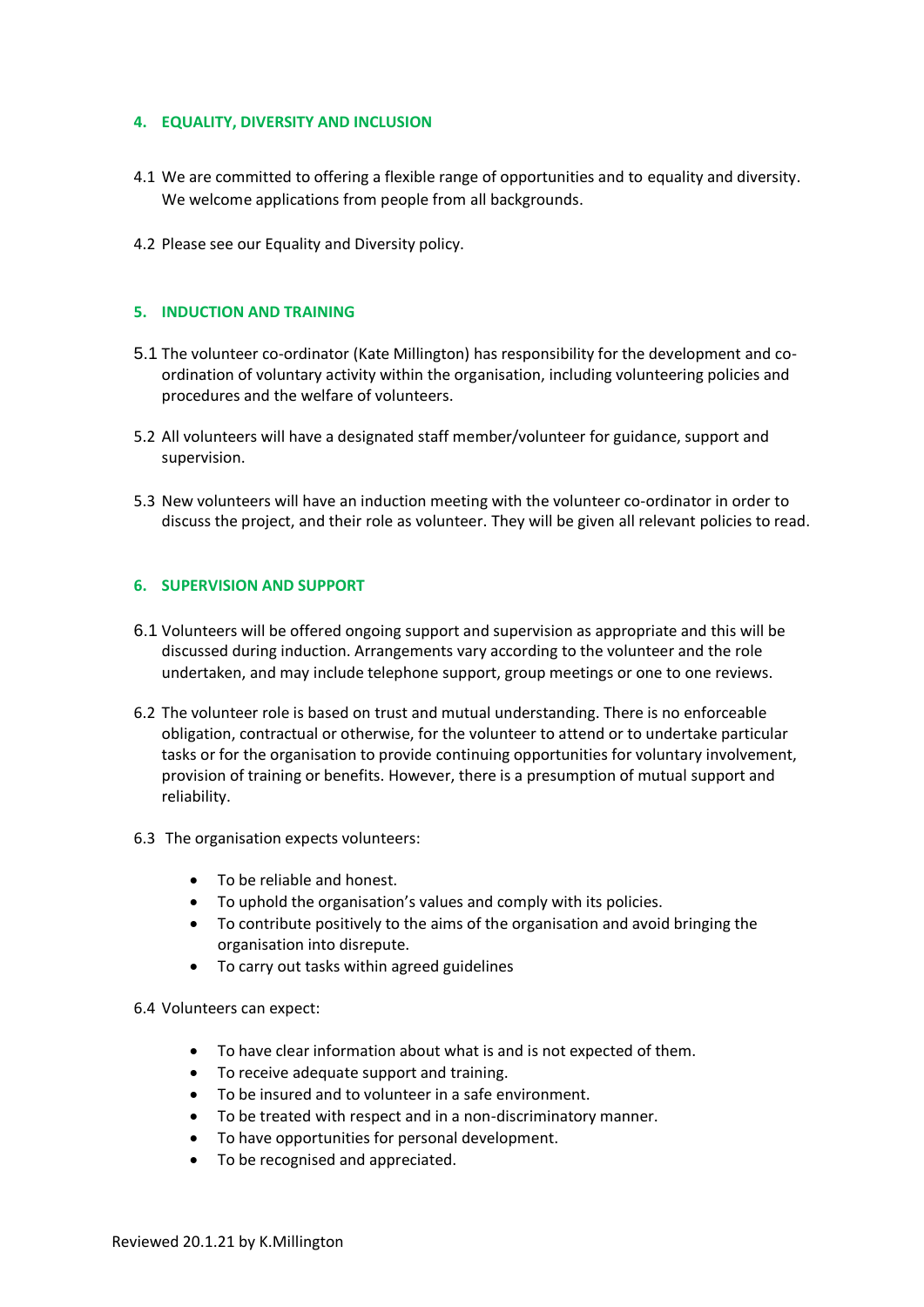## 4. EQUALITY, DIVERSITY AND INCLUSION

4.1 We are committed to offering a flexible range of opportunities and to equality and diversity. We welcome applications from people from all backgrounds.

4.2 Please see our Equality and Diversity policy.

## 5. INDUCTION AND TRAINING

5.1 The volunteer co-ordinator (Kate Millington) has responsibility for the development and co-ordination of voluntary activity within the organisation, including volunteering policies and procedures and the welfare of volunteers.

5.2 All volunteers will have a designated staff member/volunteer for guidance, support and supervision.

5.3 New volunteers will have an induction meeting with the volunteer co-ordinator in order to discuss the project, and their role as volunteer. They will be given all relevant policies to read.

## 6. SUPERVISION AND SUPPORT

6.1 Volunteers will be offered ongoing support and supervision as appropriate and this will be discussed during induction. Arrangements vary according to the volunteer and the role undertaken, and may include telephone support, group meetings or one to one reviews.

6.2 The volunteer role is based on trust and mutual understanding. There is no enforceable obligation, contractual or otherwise, for the volunteer to attend or to undertake particular tasks or for the organisation to provide continuing opportunities for voluntary involvement, provision of training or benefits. However, there is a presumption of mutual support and reliability.

6.3 The organisation expects volunteers:

- To be reliable and honest.
- To uphold the organisation's values and comply with its policies.
- To contribute positively to the aims of the organisation and avoid bringing the organisation into disrepute.
- To carry out tasks within agreed guidelines

6.4 Volunteers can expect:

- To have clear information about what is and is not expected of them.
- To receive adequate support and training.
- To be insured and to volunteer in a safe environment.
- To be treated with respect and in a non-discriminatory manner.
- To have opportunities for personal development.
- To be recognised and appreciated.

Reviewed 20.1.21 by K.Millington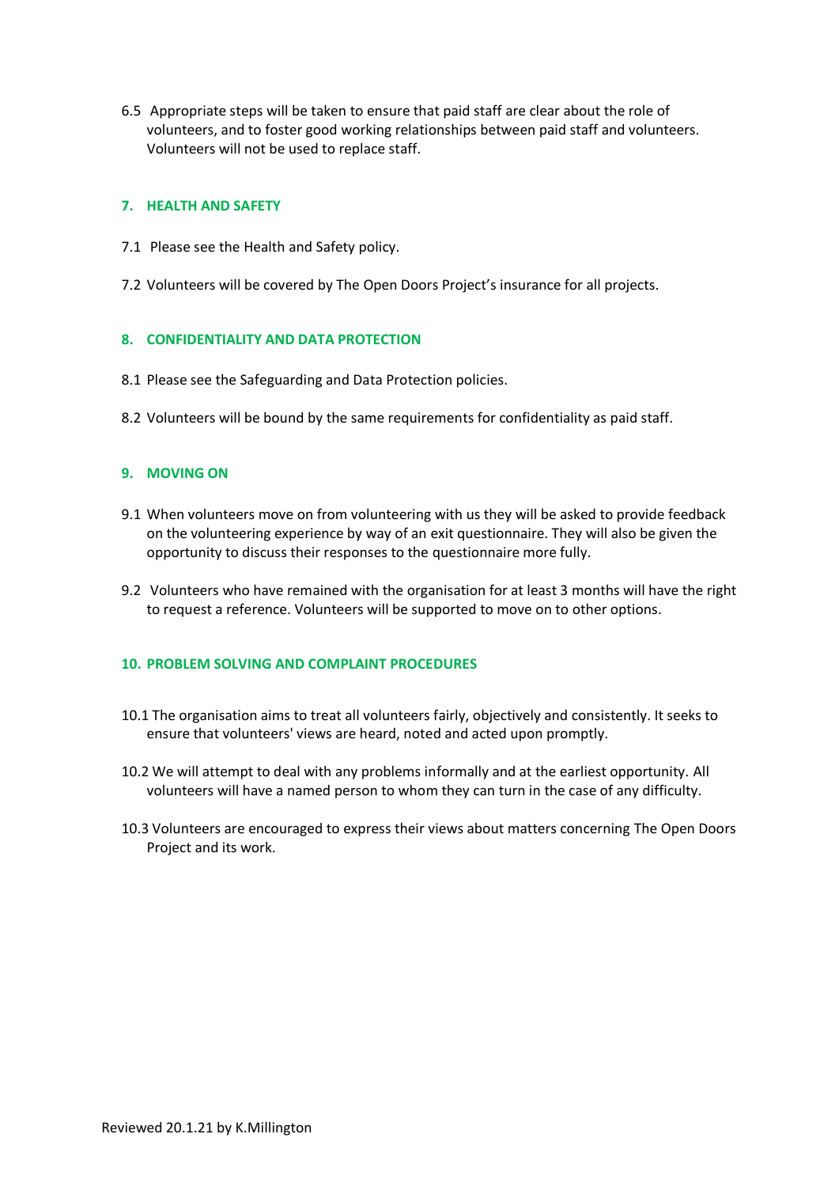6.5 Appropriate steps will be taken to ensure that paid staff are clear about the role of volunteers, and to foster good working relationships between paid staff and volunteers. Volunteers will not be used to replace staff.

## 7. HEALTH AND SAFETY

7.1 Please see the Health and Safety policy.

7.2 Volunteers will be covered by The Open Doors Project's insurance for all projects.

## 8. CONFIDENTIALITY AND DATA PROTECTION

8.1 Please see the Safeguarding and Data Protection policies.

8.2 Volunteers will be bound by the same requirements for confidentiality as paid staff.

## 9. MOVING ON

9.1 When volunteers move on from volunteering with us they will be asked to provide feedback on the volunteering experience by way of an exit questionnaire. They will also be given the opportunity to discuss their responses to the questionnaire more fully.

9.2 Volunteers who have remained with the organisation for at least 3 months will have the right to request a reference. Volunteers will be supported to move on to other options.

## 10. PROBLEM SOLVING AND COMPLAINT PROCEDURES

10.1 The organisation aims to treat all volunteers fairly, objectively and consistently. It seeks to ensure that volunteers' views are heard, noted and acted upon promptly.

10.2 We will attempt to deal with any problems informally and at the earliest opportunity. All volunteers will have a named person to whom they can turn in the case of any difficulty.

10.3 Volunteers are encouraged to express their views about matters concerning The Open Doors Project and its work.

Reviewed 20.1.21 by K.Millington